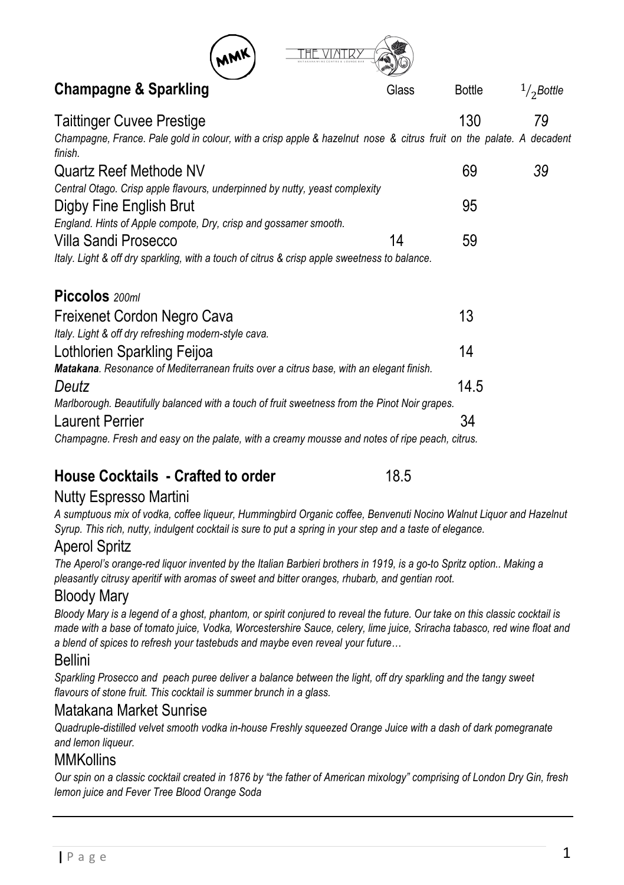## Champagne & Sparkling

| | Glass | Bottle | $^1/_2$*Bottle* |
|---|---|---|---|
| Taittinger Cuvee Prestige | | 130 | *79* |
| *Champagne, France. Pale gold in colour, with a crisp apple & hazelnut nose & citrus fruit on the palate. A decadent finish.* | | | |
| Quartz Reef Methode NV | | 69 | *39* |
| *Central Otago. Crisp apple flavours, underpinned by nutty, yeast complexity* | | | |
| Digby Fine English Brut | | 95 | |
| *England. Hints of Apple compote, Dry, crisp and gossamer smooth.* | | | |
| Villa Sandi Prosecco | 14 | 59 | |
| *Italy. Light & off dry sparkling, with a touch of citrus & crisp apple sweetness to balance.* | | | |

## Piccolos *200ml*

| | |
|---|---|
| Freixenet Cordon Negro Cava | 13 |
| *Italy. Light & off dry refreshing modern-style cava.* | |
| Lothlorien Sparkling Feijoa | 14 |
| ***Matakana**. Resonance of Mediterranean fruits over a citrus base, with an elegant finish.* | |
| *Deutz* | 14.5 |
| *Marlborough. Beautifully balanced with a touch of fruit sweetness from the Pinot Noir grapes.* | |
| Laurent Perrier | 34 |
| *Champagne. Fresh and easy on the palate, with a creamy mousse and notes of ripe peach, citrus.* | |

## House Cocktails - Crafted to order 18.5

### Nutty Espresso Martini

*A sumptuous mix of vodka, coffee liqueur, Hummingbird Organic coffee, Benvenuti Nocino Walnut Liquor and Hazelnut Syrup. This rich, nutty, indulgent cocktail is sure to put a spring in your step and a taste of elegance.*

### Aperol Spritz

*The Aperol's orange-red liquor invented by the Italian Barbieri brothers in 1919, is a go-to Spritz option.. Making a pleasantly citrusy aperitif with aromas of sweet and bitter oranges, rhubarb, and gentian root.*

### Bloody Mary

*Bloody Mary is a legend of a ghost, phantom, or spirit conjured to reveal the future. Our take on this classic cocktail is made with a base of tomato juice, Vodka, Worcestershire Sauce, celery, lime juice, Sriracha tabasco, red wine float and a blend of spices to refresh your tastebuds and maybe even reveal your future…*

### Bellini

*Sparkling Prosecco and peach puree deliver a balance between the light, off dry sparkling and the tangy sweet flavours of stone fruit. This cocktail is summer brunch in a glass.*

### Matakana Market Sunrise

*Quadruple-distilled velvet smooth vodka in-house Freshly squeezed Orange Juice with a dash of dark pomegranate and lemon liqueur.*

### MMKollins

*Our spin on a classic cocktail created in 1876 by "the father of American mixology" comprising of London Dry Gin, fresh lemon juice and Fever Tree Blood Orange Soda*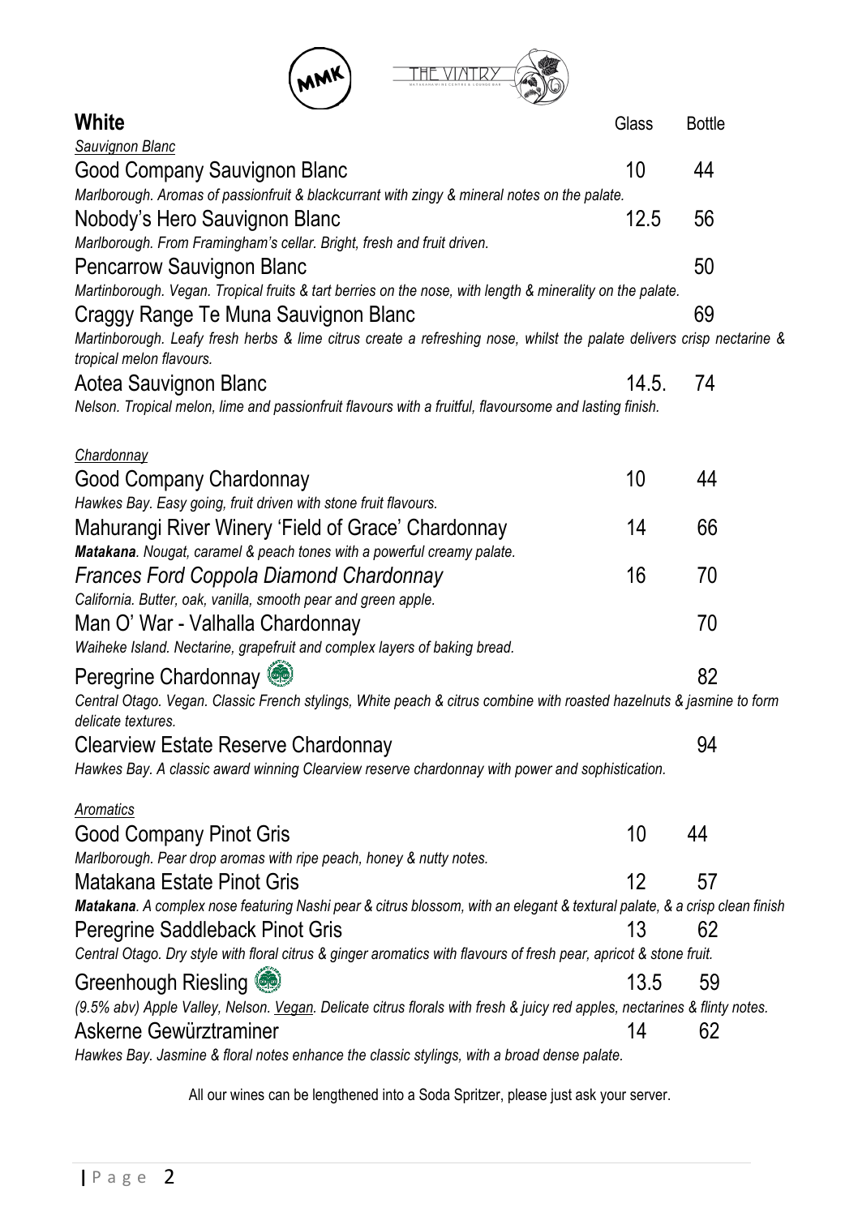## White

| | Glass | Bottle |
|---|---|---|
| ***Sauvignon Blanc*** | | |
| Good Company Sauvignon Blanc | 10 | 44 |
| *Marlborough. Aromas of passionfruit & blackcurrant with zingy & mineral notes on the palate.* | | |
| Nobody's Hero Sauvignon Blanc | 12.5 | 56 |
| *Marlborough. From Framingham's cellar. Bright, fresh and fruit driven.* | | |
| Pencarrow Sauvignon Blanc | | 50 |
| *Martinborough. Vegan. Tropical fruits & tart berries on the nose, with length & minerality on the palate.* | | |
| Craggy Range Te Muna Sauvignon Blanc | | 69 |
| *Martinborough. Leafy fresh herbs & lime citrus create a refreshing nose, whilst the palate delivers crisp nectarine & tropical melon flavours.* | | |
| Aotea Sauvignon Blanc | 14.5. | 74 |
| *Nelson. Tropical melon, lime and passionfruit flavours with a fruitful, flavoursome and lasting finish.* | | |
| ***Chardonnay*** | | |
| Good Company Chardonnay | 10 | 44 |
| *Hawkes Bay. Easy going, fruit driven with stone fruit flavours.* | | |
| Mahurangi River Winery 'Field of Grace' Chardonnay | 14 | 66 |
| ***Matakana**. Nougat, caramel & peach tones with a powerful creamy palate.* | | |
| *Frances Ford Coppola Diamond Chardonnay* | 16 | 70 |
| *California. Butter, oak, vanilla, smooth pear and green apple.* | | |
| Man O' War - Valhalla Chardonnay | | 70 |
| *Waiheke Island. Nectarine, grapefruit and complex layers of baking bread.* | | |
| Peregrine Chardonnay | | 82 |
| *Central Otago. Vegan. Classic French stylings, White peach & citrus combine with roasted hazelnuts & jasmine to form delicate textures.* | | |
| Clearview Estate Reserve Chardonnay | | 94 |
| *Hawkes Bay. A classic award winning Clearview reserve chardonnay with power and sophistication.* | | |
| ***Aromatics*** | | |
| Good Company Pinot Gris | 10 | 44 |
| *Marlborough. Pear drop aromas with ripe peach, honey & nutty notes.* | | |
| Matakana Estate Pinot Gris | 12 | 57 |
| ***Matakana**. A complex nose featuring Nashi pear & citrus blossom, with an elegant & textural palate, & a crisp clean finish* | | |
| Peregrine Saddleback Pinot Gris | 13 | 62 |
| *Central Otago. Dry style with floral citrus & ginger aromatics with flavours of fresh pear, apricot & stone fruit.* | | |
| Greenhough Riesling | 13.5 | 59 |
| *(9.5% abv) Apple Valley, Nelson. Vegan. Delicate citrus florals with fresh & juicy red apples, nectarines & flinty notes.* | | |
| Askerne Gewürztraminer | 14 | 62 |
| *Hawkes Bay. Jasmine & floral notes enhance the classic stylings, with a broad dense palate.* | | |

All our wines can be lengthened into a Soda Spritzer, please just ask your server.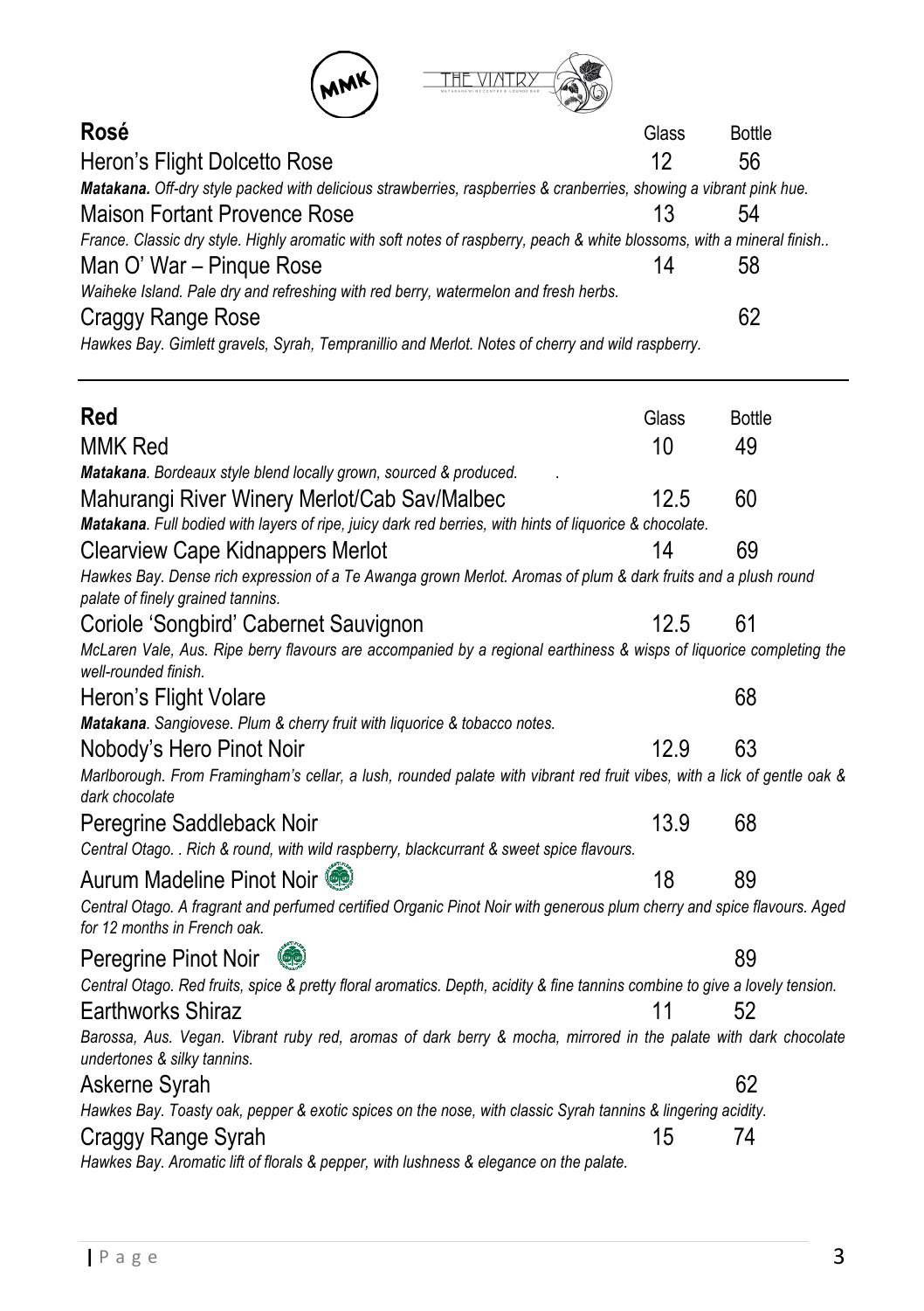## Rosé

| | Glass | Bottle |
|---|---|---|
| Heron's Flight Dolcetto Rose | 12 | 56 |
| ***Matakana.*** *Off-dry style packed with delicious strawberries, raspberries & cranberries, showing a vibrant pink hue.* | | |
| Maison Fortant Provence Rose | 13 | 54 |
| *France. Classic dry style. Highly aromatic with soft notes of raspberry, peach & white blossoms, with a mineral finish..* | | |
| Man O' War – Pinque Rose | 14 | 58 |
| *Waiheke Island. Pale dry and refreshing with red berry, watermelon and fresh herbs.* | | |
| Craggy Range Rose | | 62 |
| *Hawkes Bay. Gimlett gravels, Syrah, Tempranillio and Merlot. Notes of cherry and wild raspberry.* | | |

---

## Red

| | Glass | Bottle |
|---|---|---|
| MMK Red | 10 | 49 |
| ***Matakana***. *Bordeaux style blend locally grown, sourced & produced.* | | |
| Mahurangi River Winery Merlot/Cab Sav/Malbec | 12.5 | 60 |
| ***Matakana***. *Full bodied with layers of ripe, juicy dark red berries, with hints of liquorice & chocolate.* | | |
| Clearview Cape Kidnappers Merlot | 14 | 69 |
| *Hawkes Bay. Dense rich expression of a Te Awanga grown Merlot. Aromas of plum & dark fruits and a plush round palate of finely grained tannins.* | | |
| Coriole 'Songbird' Cabernet Sauvignon | 12.5 | 61 |
| *McLaren Vale, Aus. Ripe berry flavours are accompanied by a regional earthiness & wisps of liquorice completing the well-rounded finish.* | | |
| Heron's Flight Volare | | 68 |
| ***Matakana***. *Sangiovese. Plum & cherry fruit with liquorice & tobacco notes.* | | |
| Nobody's Hero Pinot Noir | 12.9 | 63 |
| *Marlborough. From Framingham's cellar, a lush, rounded palate with vibrant red fruit vibes, with a lick of gentle oak & dark chocolate* | | |
| Peregrine Saddleback Noir | 13.9 | 68 |
| *Central Otago. . Rich & round, with wild raspberry, blackcurrant & sweet spice flavours.* | | |
| Aurum Madeline Pinot Noir | 18 | 89 |
| *Central Otago. A fragrant and perfumed certified Organic Pinot Noir with generous plum cherry and spice flavours. Aged for 12 months in French oak.* | | |
| Peregrine Pinot Noir | | 89 |
| *Central Otago. Red fruits, spice & pretty floral aromatics. Depth, acidity & fine tannins combine to give a lovely tension.* | | |
| Earthworks Shiraz | 11 | 52 |
| *Barossa, Aus. Vegan. Vibrant ruby red, aromas of dark berry & mocha, mirrored in the palate with dark chocolate undertones & silky tannins.* | | |
| Askerne Syrah | | 62 |
| *Hawkes Bay. Toasty oak, pepper & exotic spices on the nose, with classic Syrah tannins & lingering acidity.* | | |
| Craggy Range Syrah | 15 | 74 |
| *Hawkes Bay. Aromatic lift of florals & pepper, with lushness & elegance on the palate.* | | |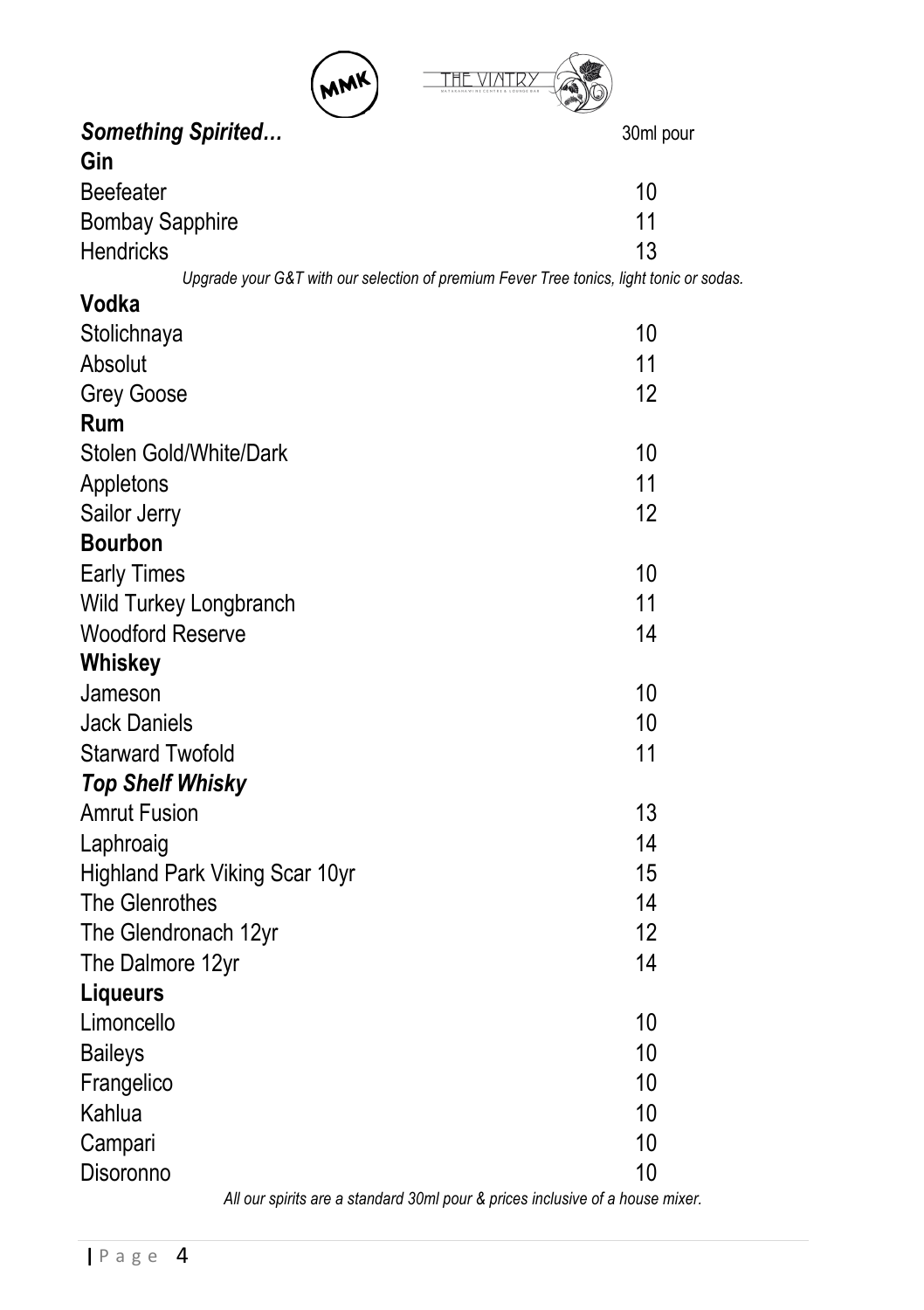## *Something Spirited…*

30ml pour

### Gin

| | |
|---|---|
| Beefeater | 10 |
| Bombay Sapphire | 11 |
| Hendricks | 13 |

*Upgrade your G&T with our selection of premium Fever Tree tonics, light tonic or sodas.*

### Vodka

| | |
|---|---|
| Stolichnaya | 10 |
| Absolut | 11 |
| Grey Goose | 12 |

### Rum

| | |
|---|---|
| Stolen Gold/White/Dark | 10 |
| Appletons | 11 |
| Sailor Jerry | 12 |

### Bourbon

| | |
|---|---|
| Early Times | 10 |
| Wild Turkey Longbranch | 11 |
| Woodford Reserve | 14 |

### Whiskey

| | |
|---|---|
| Jameson | 10 |
| Jack Daniels | 10 |
| Starward Twofold | 11 |

### *Top Shelf Whisky*

| | |
|---|---|
| Amrut Fusion | 13 |
| Laphroaig | 14 |
| Highland Park Viking Scar 10yr | 15 |
| The Glenrothes | 14 |
| The Glendronach 12yr | 12 |
| The Dalmore 12yr | 14 |

### Liqueurs

| | |
|---|---|
| Limoncello | 10 |
| Baileys | 10 |
| Frangelico | 10 |
| Kahlua | 10 |
| Campari | 10 |
| Disoronno | 10 |

*All our spirits are a standard 30ml pour & prices inclusive of a house mixer.*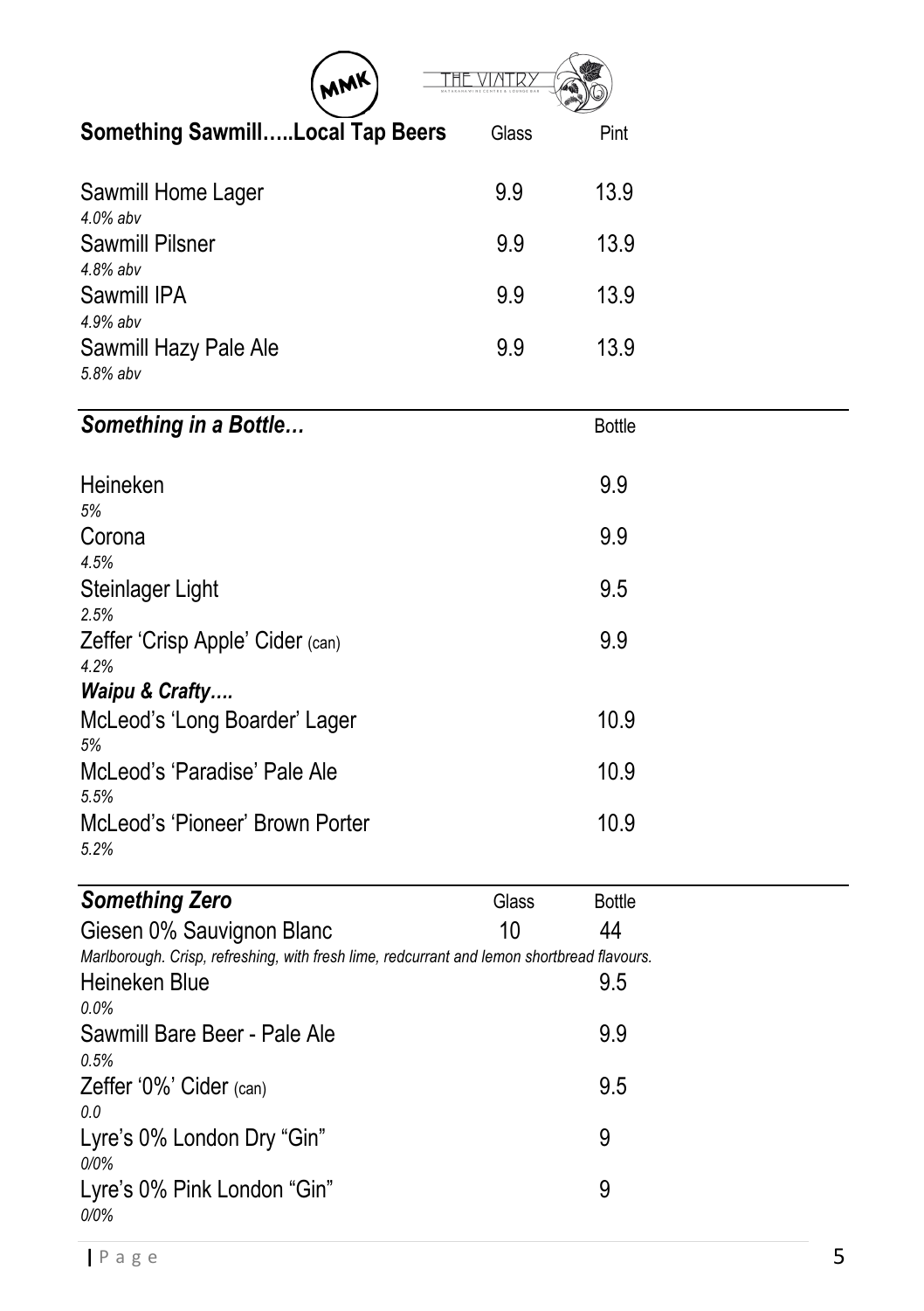## Something Sawmill…..Local Tap Beers

| | Glass | Pint |
|---|---|---|
| Sawmill Home Lager<br>*4.0% abv* | 9.9 | 13.9 |
| Sawmill Pilsner<br>*4.8% abv* | 9.9 | 13.9 |
| Sawmill IPA<br>*4.9% abv* | 9.9 | 13.9 |
| Sawmill Hazy Pale Ale<br>*5.8% abv* | 9.9 | 13.9 |

## *Something in a Bottle…*

| | Bottle |
|---|---|
| Heineken<br>*5%* | 9.9 |
| Corona<br>*4.5%* | 9.9 |
| Steinlager Light<br>*2.5%* | 9.5 |
| Zeffer 'Crisp Apple' Cider (can)<br>*4.2%* | 9.9 |
| ***Waipu & Crafty….*** | |
| McLeod's 'Long Boarder' Lager<br>*5%* | 10.9 |
| McLeod's 'Paradise' Pale Ale<br>*5.5%* | 10.9 |
| McLeod's 'Pioneer' Brown Porter<br>*5.2%* | 10.9 |

## *Something Zero*

| | Glass | Bottle |
|---|---|---|
| Giesen 0% Sauvignon Blanc<br>*Marlborough. Crisp, refreshing, with fresh lime, redcurrant and lemon shortbread flavours.* | 10 | 44 |
| Heineken Blue<br>*0.0%* | | 9.5 |
| Sawmill Bare Beer - Pale Ale<br>*0.5%* | | 9.9 |
| Zeffer '0%' Cider (can)<br>*0.0* | | 9.5 |
| Lyre's 0% London Dry "Gin"<br>*0/0%* | | 9 |
| Lyre's 0% Pink London "Gin"<br>*0/0%* | | 9 |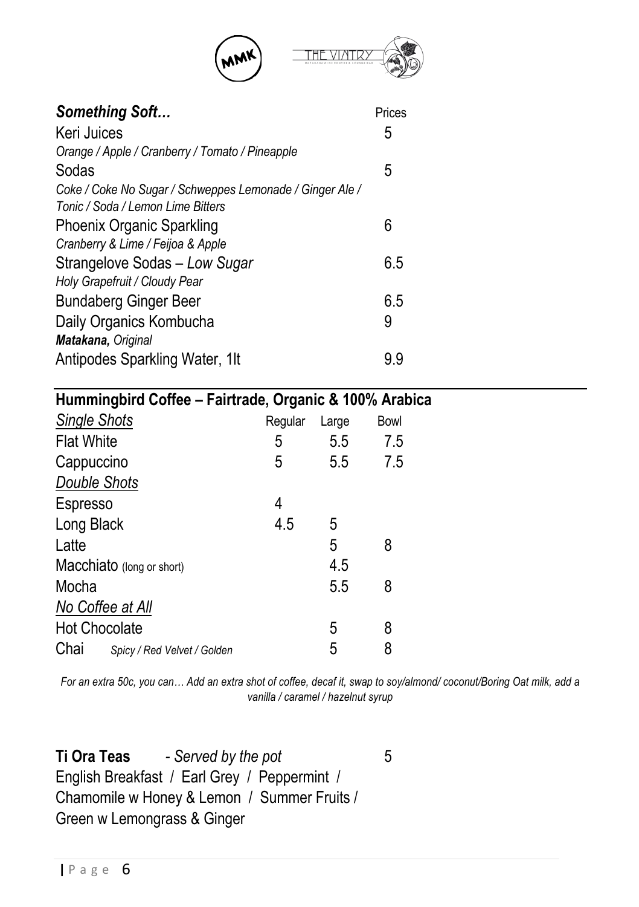MMK

THE VINTRY

MATAKANA WINE CENTRE & LOUNGE BAR

| ***Something Soft…*** | Prices |
| --- | --- |
| Keri Juices<br>*Orange / Apple / Cranberry / Tomato / Pineapple* | 5 |
| Sodas<br>*Coke / Coke No Sugar / Schweppes Lemonade / Ginger Ale / Tonic / Soda / Lemon Lime Bitters* | 5 |
| Phoenix Organic Sparkling<br>*Cranberry & Lime / Feijoa & Apple* | 6 |
| Strangelove Sodas – *Low Sugar*<br>*Holy Grapefruit / Cloudy Pear* | 6.5 |
| Bundaberg Ginger Beer | 6.5 |
| Daily Organics Kombucha<br>***Matakana,** Original* | 9 |
| Antipodes Sparkling Water, 1lt | 9.9 |

## Hummingbird Coffee – Fairtrade, Organic & 100% Arabica

| *Single Shots* | Regular | Large | Bowl |
| --- | --- | --- | --- |
| Flat White | 5 | 5.5 | 7.5 |
| Cappuccino | 5 | 5.5 | 7.5 |
| *Double Shots* | | | |
| Espresso | 4 | | |
| Long Black | 4.5 | 5 | |
| Latte | | 5 | 8 |
| Macchiato (long or short) | | 4.5 | |
| Mocha | | 5.5 | 8 |
| *No Coffee at All* | | | |
| Hot Chocolate | | 5 | 8 |
| Chai *Spicy / Red Velvet / Golden* | | 5 | 8 |

*For an extra 50c, you can… Add an extra shot of coffee, decaf it, swap to soy/almond/ coconut/Boring Oat milk, add a vanilla / caramel / hazelnut syrup*

**Ti Ora Teas** *- Served by the pot* 5

English Breakfast / Earl Grey / Peppermint / Chamomile w Honey & Lemon / Summer Fruits / Green w Lemongrass & Ginger